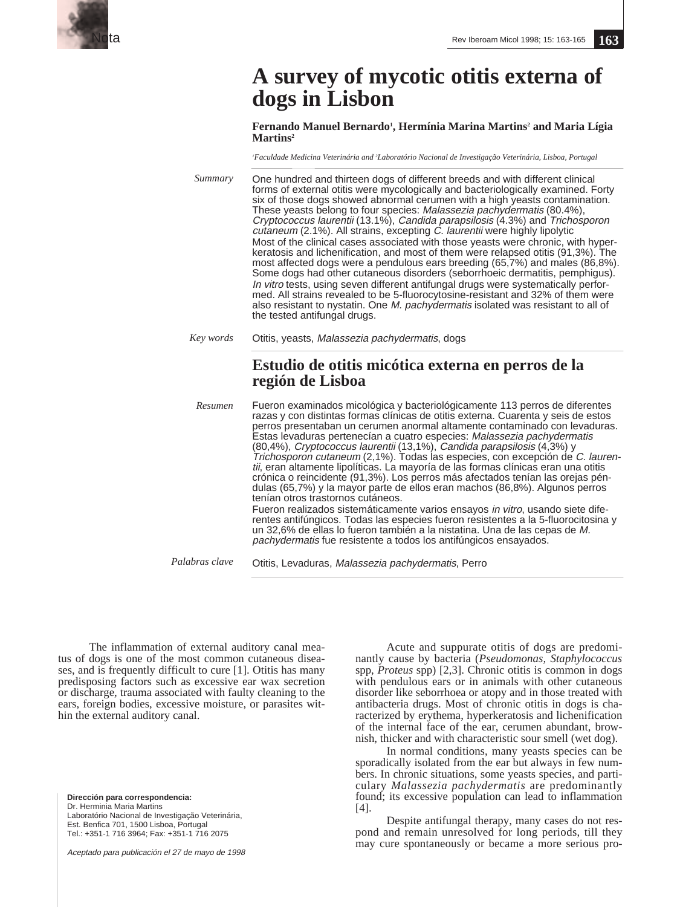Nota

# A survey of mycotic otitis externa of dogs in Lisbon

**Fernando Manuel Bernardo[1], Hermínia Marina Martins[2] and Maria Lígia Martins[2]**

*[1]Faculdade Medicina Veterinária and [2]Laboratório Nacional de Investigação Veterinária, Lisboa, Portugal*

*Summary*

One hundred and thirteen dogs of different breeds and with different clinical forms of external otitis were mycologically and bacteriologically examined. Forty six of those dogs showed abnormal cerumen with a high yeasts contamination. These yeasts belong to four species: *Malassezia pachydermatis* (80.4%), *Cryptococcus laurentii* (13.1%), *Candida parapsilosis* (4.3%) and *Trichosporon cutaneum* (2.1%). All strains, excepting *C. laurentii* were highly lipolytic

Most of the clinical cases associated with those yeasts were chronic, with hyperkeratosis and lichenification, and most of them were relapsed otitis (91,3%). The most affected dogs were a pendulous ears breeding (65,7%) and males (86,8%). Some dogs had other cutaneous disorders (seborrhoeic dermatitis, pemphigus). *In vitro* tests, using seven different antifungal drugs were systematically performed. All strains revealed to be 5-fluorocytosine-resistant and 32% of them were also resistant to nystatin. One *M. pachydermatis* isolated was resistant to all of the tested antifungal drugs.

*Key words*

Otitis, yeasts, *Malassezia pachydermatis*, dogs

## Estudio de otitis micótica externa en perros de la región de Lisboa

*Resumen*

Fueron examinados micológica y bacteriológicamente 113 perros de diferentes razas y con distintas formas clínicas de otitis externa. Cuarenta y seis de estos perros presentaban un cerumen anormal altamente contaminado con levaduras. Estas levaduras pertenecían a cuatro especies: *Malassezia pachydermatis* (80,4%), *Cryptococcus laurentii* (13,1%), *Candida parapsilosis* (4,3%) y *Trichosporon cutaneum* (2,1%). Todas las especies, con excepción de *C. laurentii*, eran altamente lipolíticas. La mayoría de las formas clínicas eran una otitis crónica o reincidente (91,3%). Los perros más afectados tenían las orejas péndulas (65,7%) y la mayor parte de ellos eran machos (86,8%). Algunos perros tenían otros trastornos cutáneos.

Fueron realizados sistemáticamente varios ensayos *in vitro*, usando siete diferentes antifúngicos. Todas las especies fueron resistentes a la 5-fluorocitosina y un 32,6% de ellas lo fueron también a la nistatina. Una de las cepas de *M. pachydermatis* fue resistente a todos los antifúngicos ensayados.

*Palabras clave*

Otitis, Levaduras, *Malassezia pachydermatis*, Perro

The inflammation of external auditory canal meatus of dogs is one of the most common cutaneous diseases, and is frequently difficult to cure [1]. Otitis has many predisposing factors such as excessive ear wax secretion or discharge, trauma associated with faulty cleaning to the ears, foreign bodies, excessive moisture, or parasites within the external auditory canal.

Acute and suppurate otitis of dogs are predominantly cause by bacteria (*Pseudomonas, Staphylococcus* spp, *Proteus* spp) [2,3]. Chronic otitis is common in dogs with pendulous ears or in animals with other cutaneous disorder like seborrhoea or atopy and in those treated with antibacteria drugs. Most of chronic otitis in dogs is characterized by erythema, hyperkeratosis and lichenification of the internal face of the ear, cerumen abundant, brownish, thicker and with characteristic sour smell (wet dog).

In normal conditions, many yeasts species can be sporadically isolated from the ear but always in few numbers. In chronic situations, some yeasts species, and particulary *Malassezia pachydermatis* are predominantly found; its excessive population can lead to inflammation [4].

Despite antifungal therapy, many cases do not respond and remain unresolved for long periods, till they may cure spontaneously or became a more serious pro-

**Dirección para correspondencia:**
Dr. Herminia Maria Martins
Laboratório Nacional de Investigação Veterinária,
Est. Benfica 701, 1500 Lisboa, Portugal
Tel.: +351-1 716 3964; Fax: +351-1 716 2075

*Aceptado para publicación el 27 de mayo de 1998*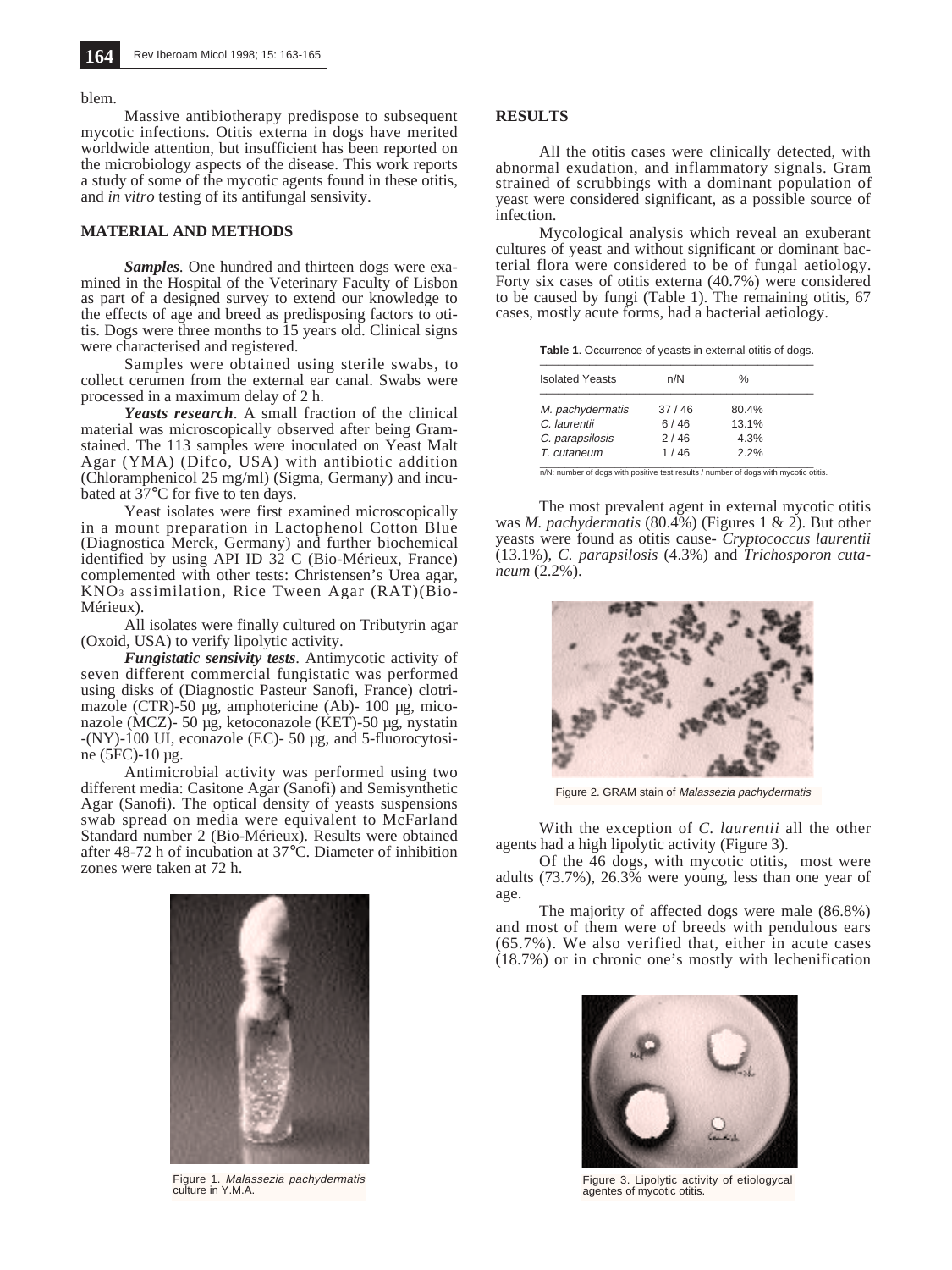blem.

Massive antibiotherapy predispose to subsequent mycotic infections. Otitis externa in dogs have merited worldwide attention, but insufficient has been reported on the microbiology aspects of the disease. This work reports a study of some of the mycotic agents found in these otitis, and *in vitro* testing of its antifungal sensivity.

## MATERIAL AND METHODS

***Samples***. One hundred and thirteen dogs were examined in the Hospital of the Veterinary Faculty of Lisbon as part of a designed survey to extend our knowledge to the effects of age and breed as predisposing factors to otitis. Dogs were three months to 15 years old. Clinical signs were characterised and registered.

Samples were obtained using sterile swabs, to collect cerumen from the external ear canal. Swabs were processed in a maximum delay of 2 h.

***Yeasts research***. A small fraction of the clinical material was microscopically observed after being Gram-stained. The 113 samples were inoculated on Yeast Malt Agar (YMA) (Difco, USA) with antibiotic addition (Chloramphenicol 25 mg/ml) (Sigma, Germany) and incubated at 37°C for five to ten days.

Yeast isolates were first examined microscopically in a mount preparation in Lactophenol Cotton Blue (Diagnostica Merck, Germany) and further biochemical identified by using API ID 32 C (Bio-Mérieux, France) complemented with other tests: Christensen's Urea agar, $KNO_3$ assimilation, Rice Tween Agar (RAT)(Bio-Mérieux).

All isolates were finally cultured on Tributyrin agar (Oxoid, USA) to verify lipolytic activity.

***Fungistatic sensivity tests***. Antimycotic activity of seven different commercial fungistatic was performed using disks of (Diagnostic Pasteur Sanofi, France) clotrimazole (CTR)-50 µg, amphotericine (Ab)- 100 µg, miconazole (MCZ)- 50 µg, ketoconazole (KET)-50 µg, nystatin -(NY)-100 UI, econazole (EC)- 50 µg, and 5-fluorocytosine (5FC)-10 µg.

Antimicrobial activity was performed using two different media: Casitone Agar (Sanofi) and Semisynthetic Agar (Sanofi). The optical density of yeasts suspensions swab spread on media were equivalent to McFarland Standard number 2 (Bio-Mérieux). Results were obtained after 48-72 h of incubation at 37°C. Diameter of inhibition zones were taken at 72 h.

Figure 1. *Malassezia pachydermatis* culture in Y.M.A.

## RESULTS

All the otitis cases were clinically detected, with abnormal exudation, and inflammatory signals. Gram strained of scrubbings with a dominant population of yeast were considered significant, as a possible source of infection.

Mycological analysis which reveal an exuberant cultures of yeast and without significant or dominant bacterial flora were considered to be of fungal aetiology. Forty six cases of otitis externa (40.7%) were considered to be caused by fungi (Table 1). The remaining otitis, 67 cases, mostly acute forms, had a bacterial aetiology.

**Table 1**. Occurrence of yeasts in external otitis of dogs.

| Isolated Yeasts | n/N | % |
|---|---|---|
| *M. pachydermatis* | 37 / 46 | 80.4% |
| *C. laurentii* | 6 / 46 | 13.1% |
| *C. parapsilosis* | 2 / 46 | 4.3% |
| *T. cutaneum* | 1 / 46 | 2.2% |

n/N: number of dogs with positive test results / number of dogs with mycotic otitis.

The most prevalent agent in external mycotic otitis was *M. pachydermatis* (80.4%) (Figures 1 & 2). But other yeasts were found as otitis cause- *Cryptococcus laurentii* (13.1%), *C. parapsilosis* (4.3%) and *Trichosporon cutaneum* (2.2%).

Figure 2. GRAM stain of *Malassezia pachydermatis*

With the exception of *C. laurentii* all the other agents had a high lipolytic activity (Figure 3).

Of the 46 dogs, with mycotic otitis, most were adults (73.7%), 26.3% were young, less than one year of age.

The majority of affected dogs were male (86.8%) and most of them were of breeds with pendulous ears (65.7%). We also verified that, either in acute cases (18.7%) or in chronic one's mostly with lechenification

Figure 3. Lipolytic activity of etiologycal agentes of mycotic otitis.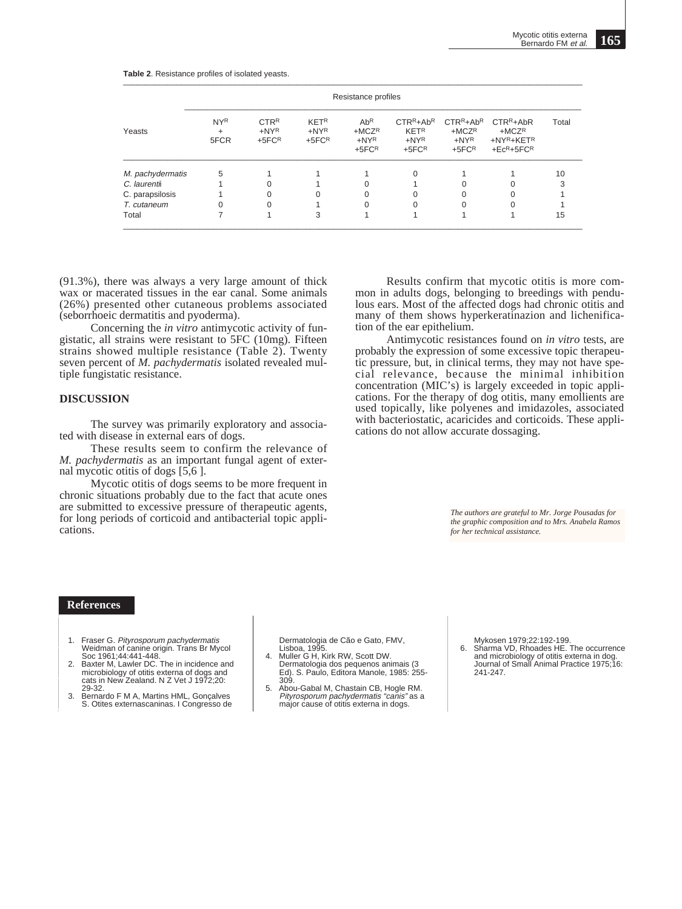**Table 2**. Resistance profiles of isolated yeasts.

| Yeasts | Resistance profiles | | | | | | | |
|---|---|---|---|---|---|---|---|---|
| | $NY^R$ + 5FCR | $CTR^R$ $+NY^R$ $+5FC^R$ | $KET^R$ $+NY^R$ $+5FC^R$ | $Ab^R$ $+MCZ^R$ $+NY^R$ $+5FC^R$ | $CTR^R+Ab^R$ $KET^R$ $+NY^R$ $+5FC^R$ | $CTR^R+Ab^R$ $+MCZ^R$ $+NY^R$ $+5FC^R$ | $CTR^R$+AbR $+MCZ^R$ $+NY^R+KET^R$ $+Ec^R+5FC^R$ | Total |
| *M. pachydermatis* | 5 | 1 | 1 | 1 | 0 | 1 | 1 | 10 |
| *C. laurentii* | 1 | 0 | 1 | 0 | 1 | 0 | 0 | 3 |
| C. parapsilosis | 1 | 0 | 0 | 0 | 0 | 0 | 0 | 1 |
| *T. cutaneum* | 0 | 0 | 1 | 0 | 0 | 0 | 0 | 1 |
| Total | 7 | 1 | 3 | 1 | 1 | 1 | 1 | 15 |

(91.3%), there was always a very large amount of thick wax or macerated tissues in the ear canal. Some animals (26%) presented other cutaneous problems associated (seborrhoeic dermatitis and pyoderma).

Concerning the *in vitro* antimycotic activity of fungistatic, all strains were resistant to 5FC (10mg). Fifteen strains showed multiple resistance (Table 2). Twenty seven percent of *M. pachydermatis* isolated revealed multiple fungistatic resistance.

## DISCUSSION

The survey was primarily exploratory and associated with disease in external ears of dogs.

These results seem to confirm the relevance of *M. pachydermatis* as an important fungal agent of external mycotic otitis of dogs [5,6 ].

Mycotic otitis of dogs seems to be more frequent in chronic situations probably due to the fact that acute ones are submitted to excessive pressure of therapeutic agents, for long periods of corticoid and antibacterial topic applications.

Results confirm that mycotic otitis is more common in adults dogs, belonging to breedings with pendulous ears. Most of the affected dogs had chronic otitis and many of them shows hyperkeratinazion and lichenification of the ear epithelium.

Antimycotic resistances found on *in vitro* tests, are probably the expression of some excessive topic therapeutic pressure, but, in clinical terms, they may not have special relevance, because the minimal inhibition concentration (MIC's) is largely exceeded in topic applications. For the therapy of dog otitis, many emollients are used topically, like polyenes and imidazoles, associated with bacteriostatic, acaricides and corticoids. These applications do not allow accurate dossaging.

*The authors are grateful to Mr. Jorge Pousadas for the graphic composition and to Mrs. Anabela Ramos for her technical assistance.*

## References

1. Fraser G. *Pityrosporum pachydermatis* Weidman of canine origin. Trans Br Mycol Soc 1961;44:441-448.
2. Baxter M, Lawler DC. The in incidence and microbiology of otitis externa of dogs and cats in New Zealand. N Z Vet J 1972;20: 29-32.
3. Bernardo F M A, Martins HML, Gonçalves S. Otites externascaninas. I Congresso de Dermatologia de Cão e Gato, FMV, Lisboa, 1995.
4. Muller G H, Kirk RW, Scott DW. Dermatologia dos pequenos animais (3 Ed). S. Paulo, Editora Manole, 1985: 255-309.
5. Abou-Gabal M, Chastain CB, Hogle RM. *Pityrosporum pachydermatis "canis"* as a major cause of otitis externa in dogs. Mykosen 1979;22:192-199.
6. Sharma VD, Rhoades HE. The occurrence and microbiology of otitis externa in dog. Journal of Small Animal Practice 1975;16: 241-247.